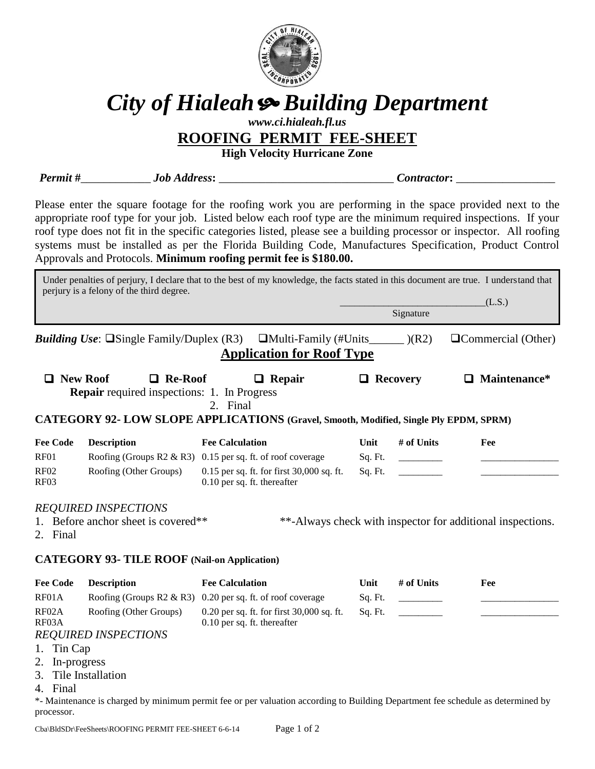# City of Hialeah ❧ Building Department

*www.ci.hialeah.fl.us*

## ROOFING PERMIT FEE-SHEET

**High Velocity Hurricane Zone**

***Permit #***____________ ***Job Address*:** ______________________________ ***Contractor*:** _________________

Please enter the square footage for the roofing work you are performing in the space provided next to the appropriate roof type for your job. Listed below each roof type are the minimum required inspections. If your roof type does not fit in the specific categories listed, please see a building processor or inspector. All roofing systems must be installed as per the Florida Building Code, Manufactures Specification, Product Control Approvals and Protocols. **Minimum roofing permit fee is $180.00.**

Under penalties of perjury, I declare that to the best of my knowledge, the facts stated in this document are true. I understand that perjury is a felony of the third degree.

____________________________(L.S.)
Signature

***Building Use*:** ☐Single Family/Duplex (R3) ☐Multi-Family (#Units______ )(R2) ☐Commercial (Other)

## Application for Roof Type

☐ **New Roof** ☐ **Re-Roof** ☐ **Repair** ☐ **Recovery** ☐ **Maintenance***

**Repair** required inspections:
1. In Progress
2. Final

### CATEGORY 92- LOW SLOPE APPLICATIONS (Gravel, Smooth, Modified, Single Ply EPDM, SPRM)

| Fee Code | Description | Fee Calculation | Unit | # of Units | Fee |
|---|---|---|---|---|---|
| RF01 | Roofing (Groups R2 & R3) | 0.15 per sq. ft. of roof coverage | Sq. Ft. | _________ | ________________ |
| RF02<br>RF03 | Roofing (Other Groups) | 0.15 per sq. ft. for first 30,000 sq. ft.<br>0.10 per sq. ft. thereafter | Sq. Ft. | _________ | ________________ |

*REQUIRED INSPECTIONS*

1. Before anchor sheet is covered**
2. Final

**-Always check with inspector for additional inspections.

### CATEGORY 93- TILE ROOF (Nail-on Application)

| Fee Code | Description | Fee Calculation | Unit | # of Units | Fee |
|---|---|---|---|---|---|
| RF01A | Roofing (Groups R2 & R3) | 0.20 per sq. ft. of roof coverage | Sq. Ft. | _________ | ________________ |
| RF02A<br>RF03A | Roofing (Other Groups) | 0.20 per sq. ft. for first 30,000 sq. ft.<br>0.10 per sq. ft. thereafter | Sq. Ft. | _________ | ________________ |

*REQUIRED INSPECTIONS*

1. Tin Cap
2. In-progress
3. Tile Installation
4. Final

*- Maintenance is charged by minimum permit fee or per valuation according to Building Department fee schedule as determined by processor.

Cba\BldSDr\FeeSheets\ROOFING PERMIT FEE-SHEET 6-6-14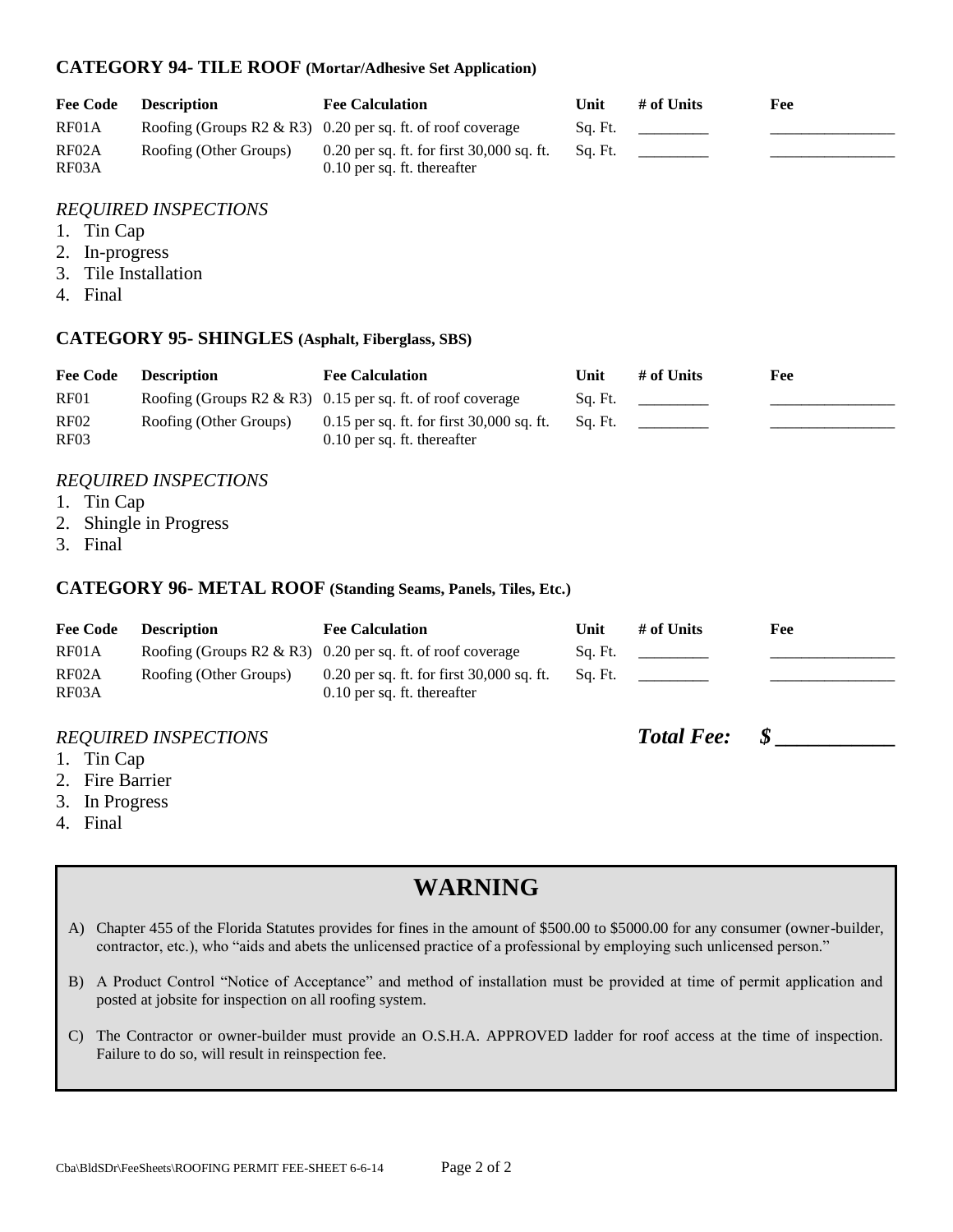### CATEGORY 94- TILE ROOF (Mortar/Adhesive Set Application)

| Fee Code | Description | Fee Calculation | Unit | # of Units | Fee |
|---|---|---|---|---|---|
| RF01A | Roofing (Groups R2 & R3) | 0.20 per sq. ft. of roof coverage | Sq. Ft. | ________ | ______________ |
| RF02A RF03A | Roofing (Other Groups) | 0.20 per sq. ft. for first 30,000 sq. ft. 0.10 per sq. ft. thereafter | Sq. Ft. | ________ | ______________ |

*REQUIRED INSPECTIONS*

1. Tin Cap
2. In-progress
3. Tile Installation
4. Final

### CATEGORY 95- SHINGLES (Asphalt, Fiberglass, SBS)

| Fee Code | Description | Fee Calculation | Unit | # of Units | Fee |
|---|---|---|---|---|---|
| RF01 | Roofing (Groups R2 & R3) | 0.15 per sq. ft. of roof coverage | Sq. Ft. | ________ | ______________ |
| RF02 RF03 | Roofing (Other Groups) | 0.15 per sq. ft. for first 30,000 sq. ft. 0.10 per sq. ft. thereafter | Sq. Ft. | ________ | ______________ |

*REQUIRED INSPECTIONS*

1. Tin Cap
2. Shingle in Progress
3. Final

### CATEGORY 96- METAL ROOF (Standing Seams, Panels, Tiles, Etc.)

| Fee Code | Description | Fee Calculation | Unit | # of Units | Fee |
|---|---|---|---|---|---|
| RF01A | Roofing (Groups R2 & R3) | 0.20 per sq. ft. of roof coverage | Sq. Ft. | ________ | ______________ |
| RF02A RF03A | Roofing (Other Groups) | 0.20 per sq. ft. for first 30,000 sq. ft. 0.10 per sq. ft. thereafter | Sq. Ft. | ________ | ______________ |

*REQUIRED INSPECTIONS*

1. Tin Cap
2. Fire Barrier
3. In Progress
4. Final

***Total Fee: $ __________***

## WARNING

A) Chapter 455 of the Florida Statutes provides for fines in the amount of $500.00 to $5000.00 for any consumer (owner-builder, contractor, etc.), who "aids and abets the unlicensed practice of a professional by employing such unlicensed person."

B) A Product Control "Notice of Acceptance" and method of installation must be provided at time of permit application and posted at jobsite for inspection on all roofing system.

C) The Contractor or owner-builder must provide an O.S.H.A. APPROVED ladder for roof access at the time of inspection. Failure to do so, will result in reinspection fee.

Cba\BldSDr\FeeSheets\ROOFING PERMIT FEE-SHEET 6-6-14